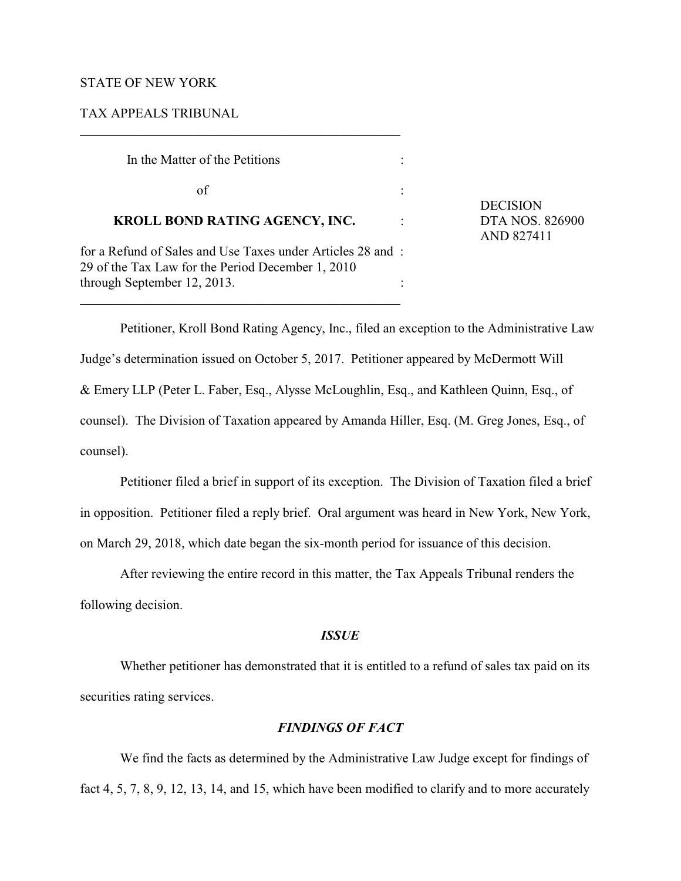STATE OF NEW YORK

TAX APPEALS TRIBUNAL

---

| | | |
|---|---|---|
| In the Matter of the Petitions | : | |
| of | : | DECISION |
| **KROLL BOND RATING AGENCY, INC.** | : | DTA NOS. 826900 AND 827411 |
| for a Refund of Sales and Use Taxes under Articles 28 and 29 of the Tax Law for the Period December 1, 2010 through September 12, 2013. | : | |

---

Petitioner, Kroll Bond Rating Agency, Inc., filed an exception to the Administrative Law Judge's determination issued on October 5, 2017. Petitioner appeared by McDermott Will & Emery LLP (Peter L. Faber, Esq., Alysse McLoughlin, Esq., and Kathleen Quinn, Esq., of counsel). The Division of Taxation appeared by Amanda Hiller, Esq. (M. Greg Jones, Esq., of counsel).

Petitioner filed a brief in support of its exception. The Division of Taxation filed a brief in opposition. Petitioner filed a reply brief. Oral argument was heard in New York, New York, on March 29, 2018, which date began the six-month period for issuance of this decision.

After reviewing the entire record in this matter, the Tax Appeals Tribunal renders the following decision.

### *ISSUE*

Whether petitioner has demonstrated that it is entitled to a refund of sales tax paid on its securities rating services.

### *FINDINGS OF FACT*

We find the facts as determined by the Administrative Law Judge except for findings of fact 4, 5, 7, 8, 9, 12, 13, 14, and 15, which have been modified to clarify and to more accurately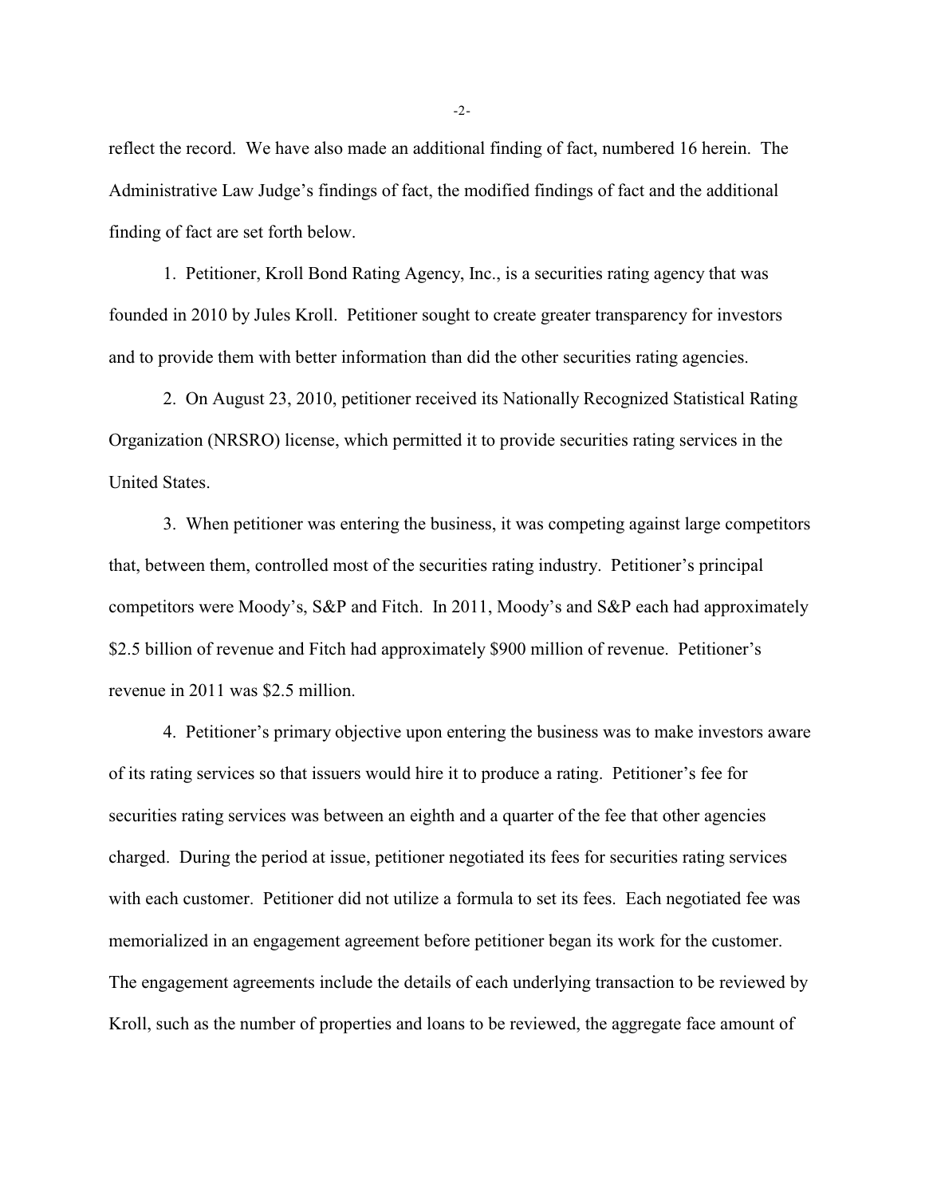reflect the record. We have also made an additional finding of fact, numbered 16 herein. The Administrative Law Judge's findings of fact, the modified findings of fact and the additional finding of fact are set forth below.

1. Petitioner, Kroll Bond Rating Agency, Inc., is a securities rating agency that was founded in 2010 by Jules Kroll. Petitioner sought to create greater transparency for investors and to provide them with better information than did the other securities rating agencies.

2. On August 23, 2010, petitioner received its Nationally Recognized Statistical Rating Organization (NRSRO) license, which permitted it to provide securities rating services in the United States.

3. When petitioner was entering the business, it was competing against large competitors that, between them, controlled most of the securities rating industry. Petitioner's principal competitors were Moody's, S&P and Fitch. In 2011, Moody's and S&P each had approximately $2.5 billion of revenue and Fitch had approximately $900 million of revenue. Petitioner's revenue in 2011 was $2.5 million.

4. Petitioner's primary objective upon entering the business was to make investors aware of its rating services so that issuers would hire it to produce a rating. Petitioner's fee for securities rating services was between an eighth and a quarter of the fee that other agencies charged. During the period at issue, petitioner negotiated its fees for securities rating services with each customer. Petitioner did not utilize a formula to set its fees. Each negotiated fee was memorialized in an engagement agreement before petitioner began its work for the customer. The engagement agreements include the details of each underlying transaction to be reviewed by Kroll, such as the number of properties and loans to be reviewed, the aggregate face amount of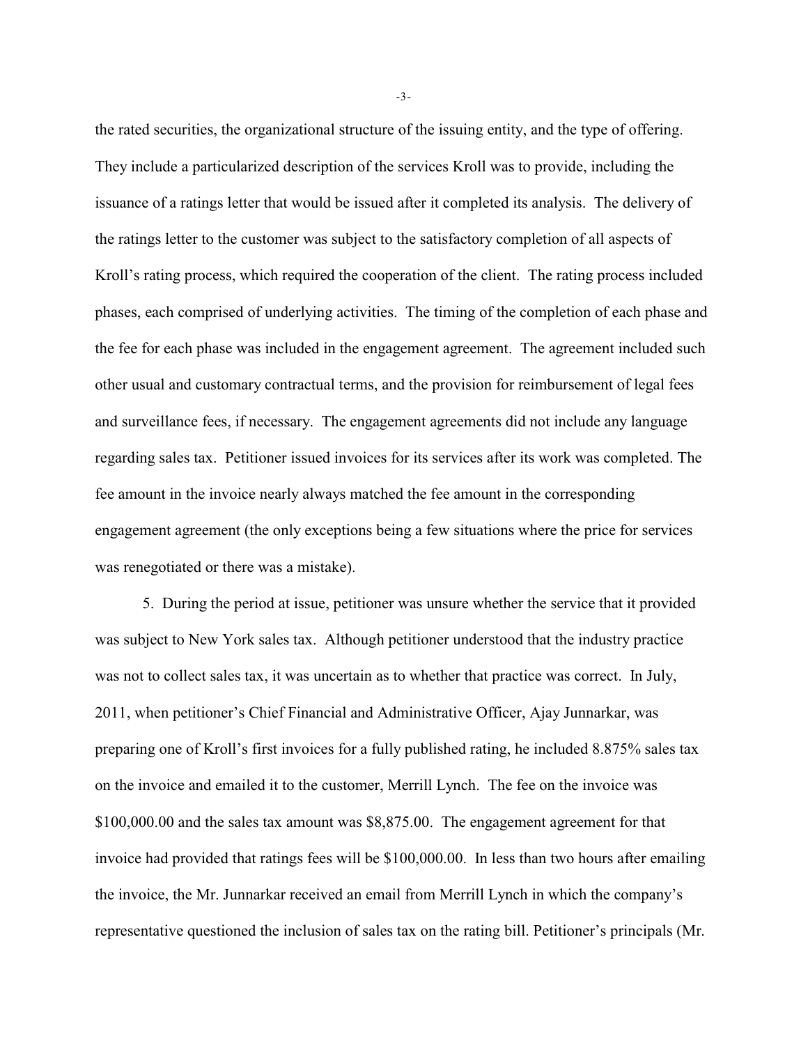the rated securities, the organizational structure of the issuing entity, and the type of offering. They include a particularized description of the services Kroll was to provide, including the issuance of a ratings letter that would be issued after it completed its analysis. The delivery of the ratings letter to the customer was subject to the satisfactory completion of all aspects of Kroll's rating process, which required the cooperation of the client. The rating process included phases, each comprised of underlying activities. The timing of the completion of each phase and the fee for each phase was included in the engagement agreement. The agreement included such other usual and customary contractual terms, and the provision for reimbursement of legal fees and surveillance fees, if necessary. The engagement agreements did not include any language regarding sales tax. Petitioner issued invoices for its services after its work was completed. The fee amount in the invoice nearly always matched the fee amount in the corresponding engagement agreement (the only exceptions being a few situations where the price for services was renegotiated or there was a mistake).

5. During the period at issue, petitioner was unsure whether the service that it provided was subject to New York sales tax. Although petitioner understood that the industry practice was not to collect sales tax, it was uncertain as to whether that practice was correct. In July, 2011, when petitioner's Chief Financial and Administrative Officer, Ajay Junnarkar, was preparing one of Kroll's first invoices for a fully published rating, he included 8.875% sales tax on the invoice and emailed it to the customer, Merrill Lynch. The fee on the invoice was $100,000.00 and the sales tax amount was $8,875.00. The engagement agreement for that invoice had provided that ratings fees will be $100,000.00. In less than two hours after emailing the invoice, the Mr. Junnarkar received an email from Merrill Lynch in which the company's representative questioned the inclusion of sales tax on the rating bill. Petitioner's principals (Mr.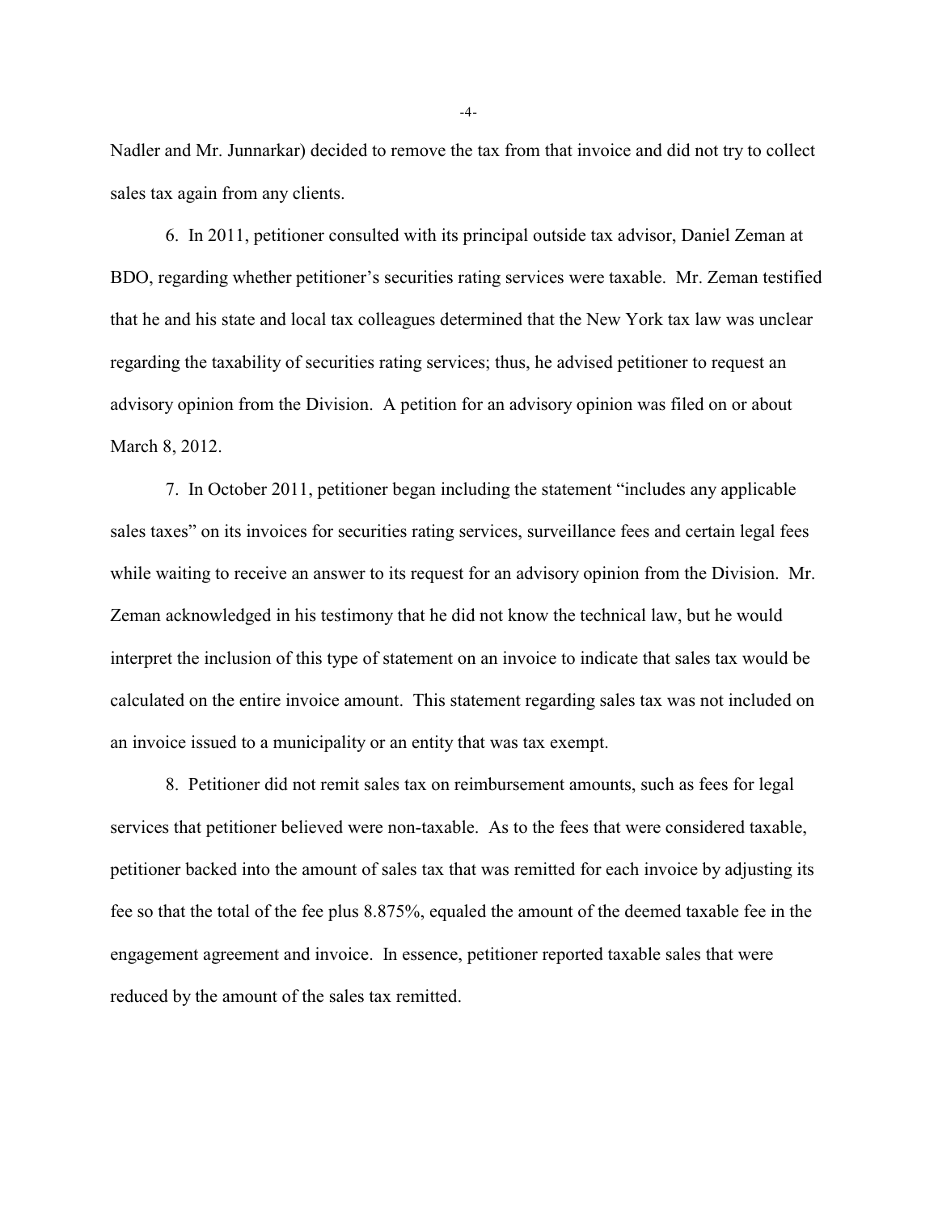Nadler and Mr. Junnarkar) decided to remove the tax from that invoice and did not try to collect sales tax again from any clients.

6. In 2011, petitioner consulted with its principal outside tax advisor, Daniel Zeman at BDO, regarding whether petitioner's securities rating services were taxable. Mr. Zeman testified that he and his state and local tax colleagues determined that the New York tax law was unclear regarding the taxability of securities rating services; thus, he advised petitioner to request an advisory opinion from the Division. A petition for an advisory opinion was filed on or about March 8, 2012.

7. In October 2011, petitioner began including the statement "includes any applicable sales taxes" on its invoices for securities rating services, surveillance fees and certain legal fees while waiting to receive an answer to its request for an advisory opinion from the Division. Mr. Zeman acknowledged in his testimony that he did not know the technical law, but he would interpret the inclusion of this type of statement on an invoice to indicate that sales tax would be calculated on the entire invoice amount. This statement regarding sales tax was not included on an invoice issued to a municipality or an entity that was tax exempt.

8. Petitioner did not remit sales tax on reimbursement amounts, such as fees for legal services that petitioner believed were non-taxable. As to the fees that were considered taxable, petitioner backed into the amount of sales tax that was remitted for each invoice by adjusting its fee so that the total of the fee plus 8.875%, equaled the amount of the deemed taxable fee in the engagement agreement and invoice. In essence, petitioner reported taxable sales that were reduced by the amount of the sales tax remitted.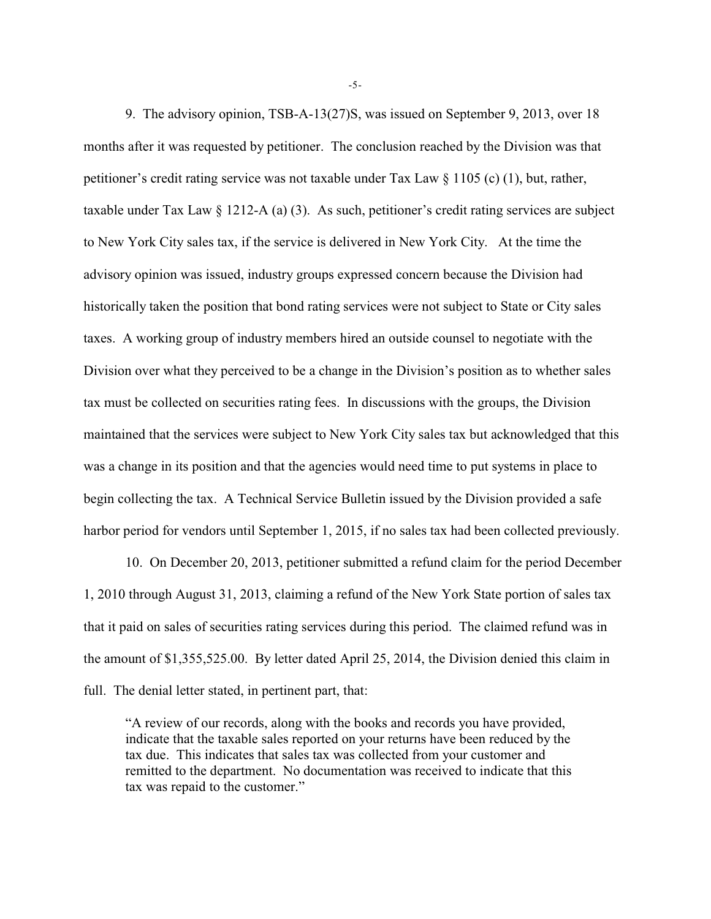9. The advisory opinion, TSB-A-13(27)S, was issued on September 9, 2013, over 18 months after it was requested by petitioner. The conclusion reached by the Division was that petitioner's credit rating service was not taxable under Tax Law § 1105 (c) (1), but, rather, taxable under Tax Law § 1212-A (a) (3). As such, petitioner's credit rating services are subject to New York City sales tax, if the service is delivered in New York City. At the time the advisory opinion was issued, industry groups expressed concern because the Division had historically taken the position that bond rating services were not subject to State or City sales taxes. A working group of industry members hired an outside counsel to negotiate with the Division over what they perceived to be a change in the Division's position as to whether sales tax must be collected on securities rating fees. In discussions with the groups, the Division maintained that the services were subject to New York City sales tax but acknowledged that this was a change in its position and that the agencies would need time to put systems in place to begin collecting the tax. A Technical Service Bulletin issued by the Division provided a safe harbor period for vendors until September 1, 2015, if no sales tax had been collected previously.

10. On December 20, 2013, petitioner submitted a refund claim for the period December 1, 2010 through August 31, 2013, claiming a refund of the New York State portion of sales tax that it paid on sales of securities rating services during this period. The claimed refund was in the amount of $1,355,525.00. By letter dated April 25, 2014, the Division denied this claim in full. The denial letter stated, in pertinent part, that:

> "A review of our records, along with the books and records you have provided, indicate that the taxable sales reported on your returns have been reduced by the tax due. This indicates that sales tax was collected from your customer and remitted to the department. No documentation was received to indicate that this tax was repaid to the customer."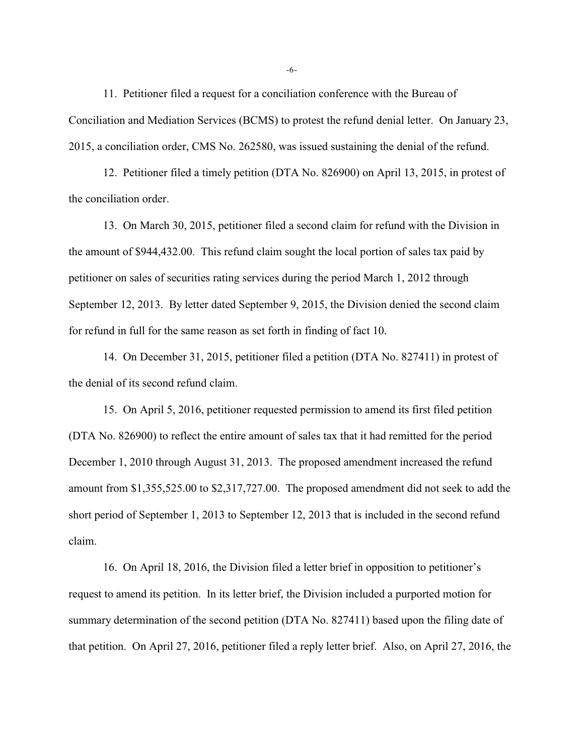11. Petitioner filed a request for a conciliation conference with the Bureau of Conciliation and Mediation Services (BCMS) to protest the refund denial letter. On January 23, 2015, a conciliation order, CMS No. 262580, was issued sustaining the denial of the refund.

12. Petitioner filed a timely petition (DTA No. 826900) on April 13, 2015, in protest of the conciliation order.

13. On March 30, 2015, petitioner filed a second claim for refund with the Division in the amount of $944,432.00. This refund claim sought the local portion of sales tax paid by petitioner on sales of securities rating services during the period March 1, 2012 through September 12, 2013. By letter dated September 9, 2015, the Division denied the second claim for refund in full for the same reason as set forth in finding of fact 10.

14. On December 31, 2015, petitioner filed a petition (DTA No. 827411) in protest of the denial of its second refund claim.

15. On April 5, 2016, petitioner requested permission to amend its first filed petition (DTA No. 826900) to reflect the entire amount of sales tax that it had remitted for the period December 1, 2010 through August 31, 2013. The proposed amendment increased the refund amount from $1,355,525.00 to $2,317,727.00. The proposed amendment did not seek to add the short period of September 1, 2013 to September 12, 2013 that is included in the second refund claim.

16. On April 18, 2016, the Division filed a letter brief in opposition to petitioner's request to amend its petition. In its letter brief, the Division included a purported motion for summary determination of the second petition (DTA No. 827411) based upon the filing date of that petition. On April 27, 2016, petitioner filed a reply letter brief. Also, on April 27, 2016, the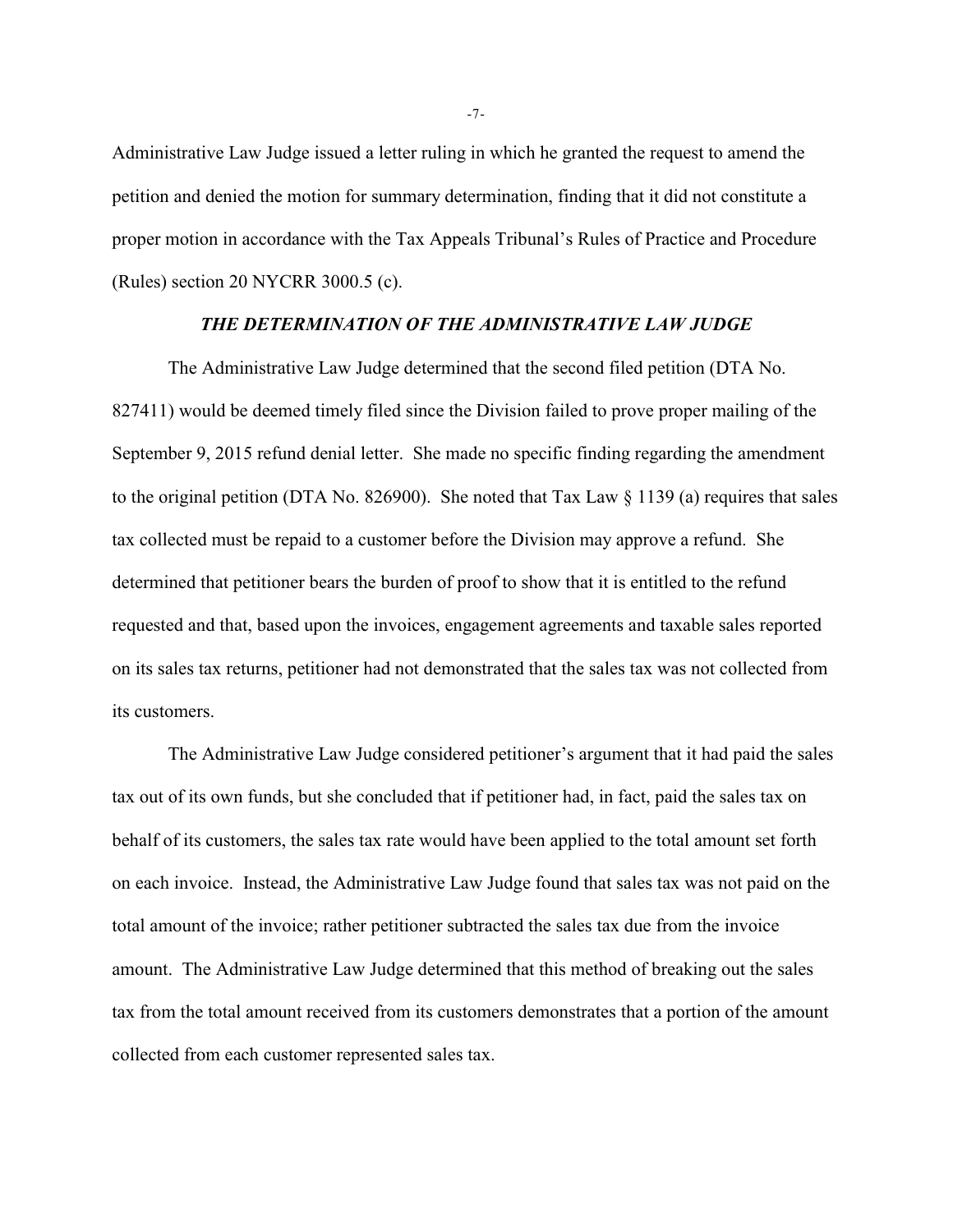Administrative Law Judge issued a letter ruling in which he granted the request to amend the petition and denied the motion for summary determination, finding that it did not constitute a proper motion in accordance with the Tax Appeals Tribunal's Rules of Practice and Procedure (Rules) section 20 NYCRR 3000.5 (c).

### *THE DETERMINATION OF THE ADMINISTRATIVE LAW JUDGE*

The Administrative Law Judge determined that the second filed petition (DTA No. 827411) would be deemed timely filed since the Division failed to prove proper mailing of the September 9, 2015 refund denial letter. She made no specific finding regarding the amendment to the original petition (DTA No. 826900). She noted that Tax Law § 1139 (a) requires that sales tax collected must be repaid to a customer before the Division may approve a refund. She determined that petitioner bears the burden of proof to show that it is entitled to the refund requested and that, based upon the invoices, engagement agreements and taxable sales reported on its sales tax returns, petitioner had not demonstrated that the sales tax was not collected from its customers.

The Administrative Law Judge considered petitioner's argument that it had paid the sales tax out of its own funds, but she concluded that if petitioner had, in fact, paid the sales tax on behalf of its customers, the sales tax rate would have been applied to the total amount set forth on each invoice. Instead, the Administrative Law Judge found that sales tax was not paid on the total amount of the invoice; rather petitioner subtracted the sales tax due from the invoice amount. The Administrative Law Judge determined that this method of breaking out the sales tax from the total amount received from its customers demonstrates that a portion of the amount collected from each customer represented sales tax.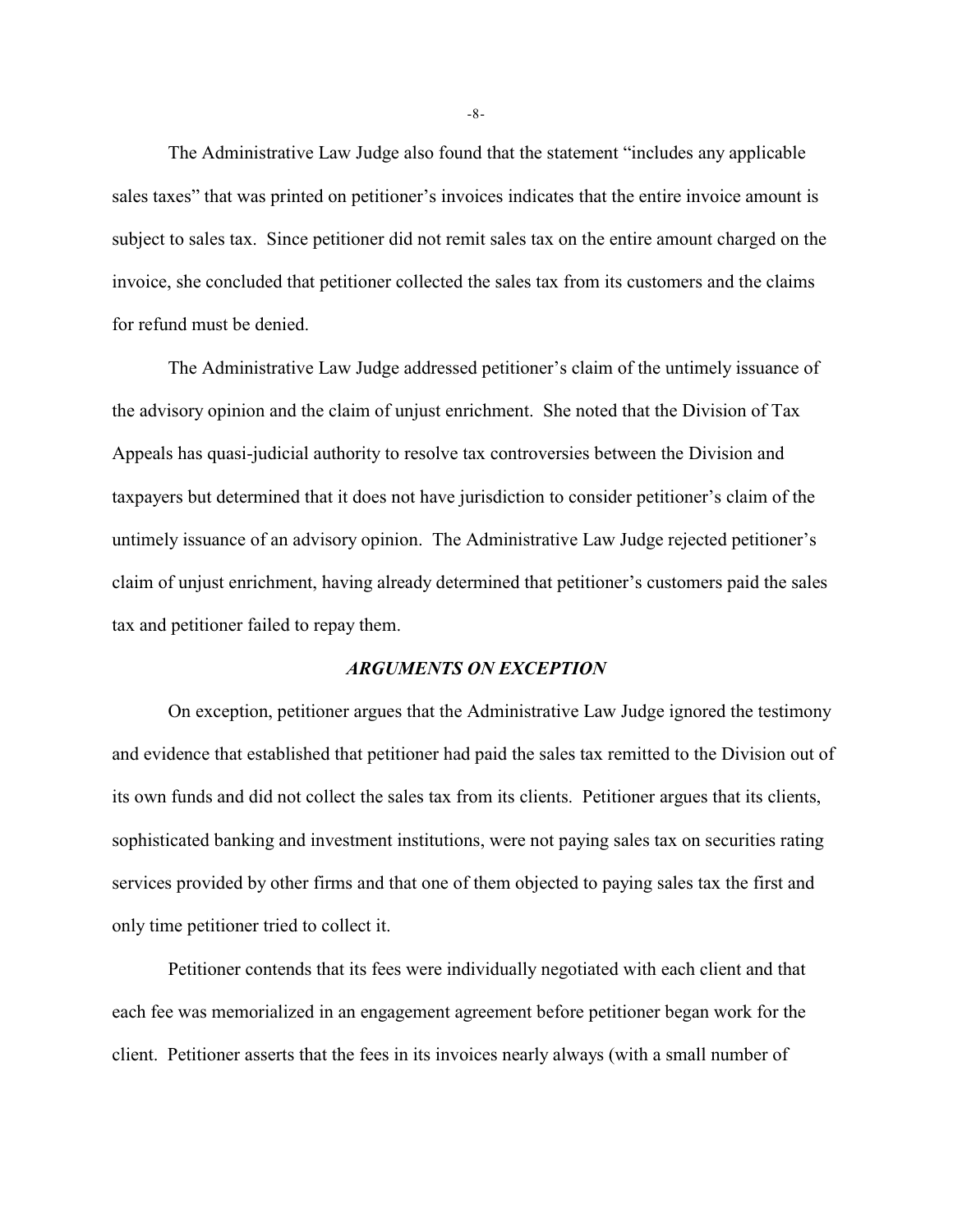The Administrative Law Judge also found that the statement "includes any applicable sales taxes" that was printed on petitioner's invoices indicates that the entire invoice amount is subject to sales tax. Since petitioner did not remit sales tax on the entire amount charged on the invoice, she concluded that petitioner collected the sales tax from its customers and the claims for refund must be denied.

The Administrative Law Judge addressed petitioner's claim of the untimely issuance of the advisory opinion and the claim of unjust enrichment. She noted that the Division of Tax Appeals has quasi-judicial authority to resolve tax controversies between the Division and taxpayers but determined that it does not have jurisdiction to consider petitioner's claim of the untimely issuance of an advisory opinion. The Administrative Law Judge rejected petitioner's claim of unjust enrichment, having already determined that petitioner's customers paid the sales tax and petitioner failed to repay them.

## *ARGUMENTS ON EXCEPTION*

On exception, petitioner argues that the Administrative Law Judge ignored the testimony and evidence that established that petitioner had paid the sales tax remitted to the Division out of its own funds and did not collect the sales tax from its clients. Petitioner argues that its clients, sophisticated banking and investment institutions, were not paying sales tax on securities rating services provided by other firms and that one of them objected to paying sales tax the first and only time petitioner tried to collect it.

Petitioner contends that its fees were individually negotiated with each client and that each fee was memorialized in an engagement agreement before petitioner began work for the client. Petitioner asserts that the fees in its invoices nearly always (with a small number of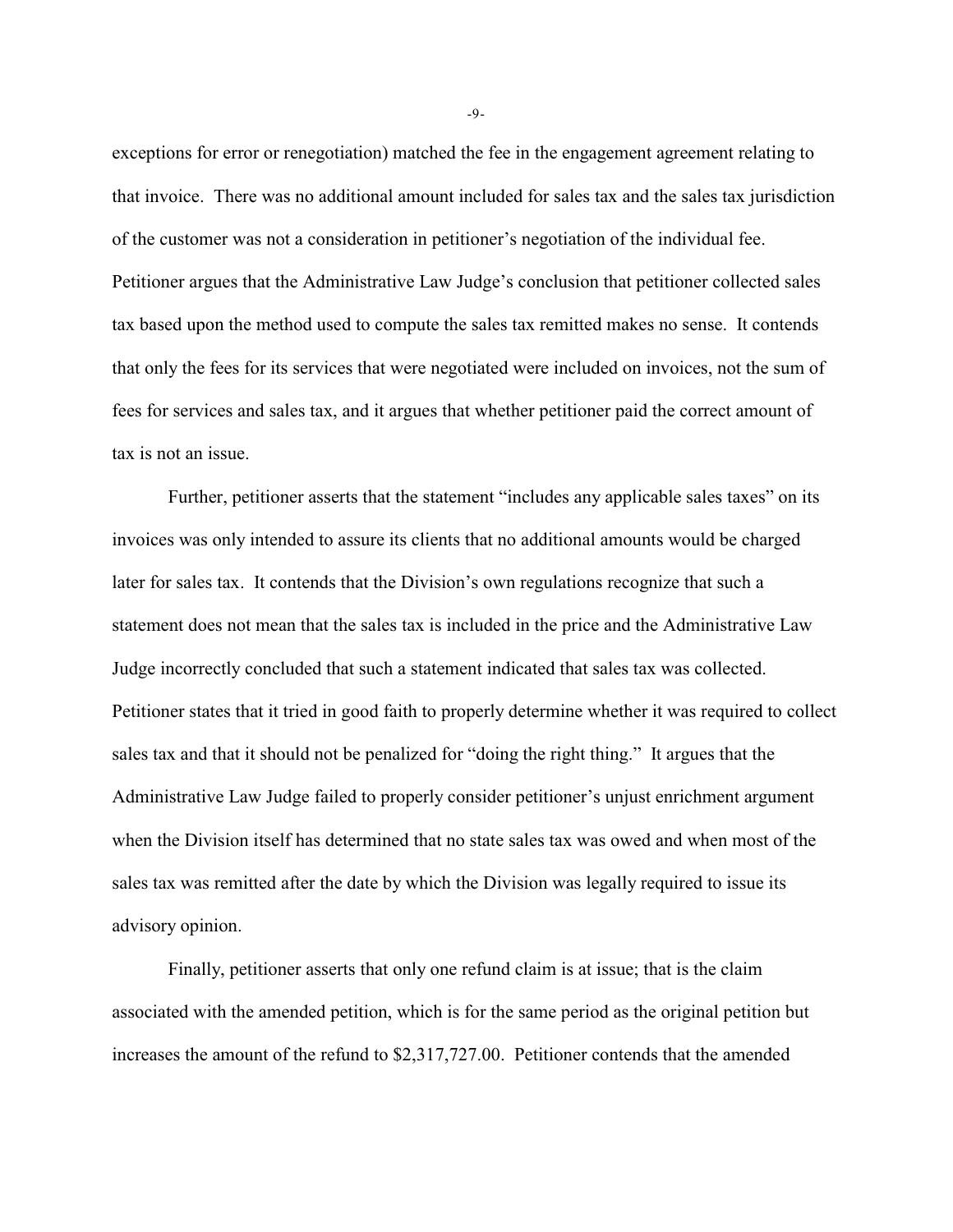exceptions for error or renegotiation) matched the fee in the engagement agreement relating to that invoice. There was no additional amount included for sales tax and the sales tax jurisdiction of the customer was not a consideration in petitioner's negotiation of the individual fee. Petitioner argues that the Administrative Law Judge's conclusion that petitioner collected sales tax based upon the method used to compute the sales tax remitted makes no sense. It contends that only the fees for its services that were negotiated were included on invoices, not the sum of fees for services and sales tax, and it argues that whether petitioner paid the correct amount of tax is not an issue.

Further, petitioner asserts that the statement "includes any applicable sales taxes" on its invoices was only intended to assure its clients that no additional amounts would be charged later for sales tax. It contends that the Division's own regulations recognize that such a statement does not mean that the sales tax is included in the price and the Administrative Law Judge incorrectly concluded that such a statement indicated that sales tax was collected. Petitioner states that it tried in good faith to properly determine whether it was required to collect sales tax and that it should not be penalized for "doing the right thing." It argues that the Administrative Law Judge failed to properly consider petitioner's unjust enrichment argument when the Division itself has determined that no state sales tax was owed and when most of the sales tax was remitted after the date by which the Division was legally required to issue its advisory opinion.

Finally, petitioner asserts that only one refund claim is at issue; that is the claim associated with the amended petition, which is for the same period as the original petition but increases the amount of the refund to $2,317,727.00. Petitioner contends that the amended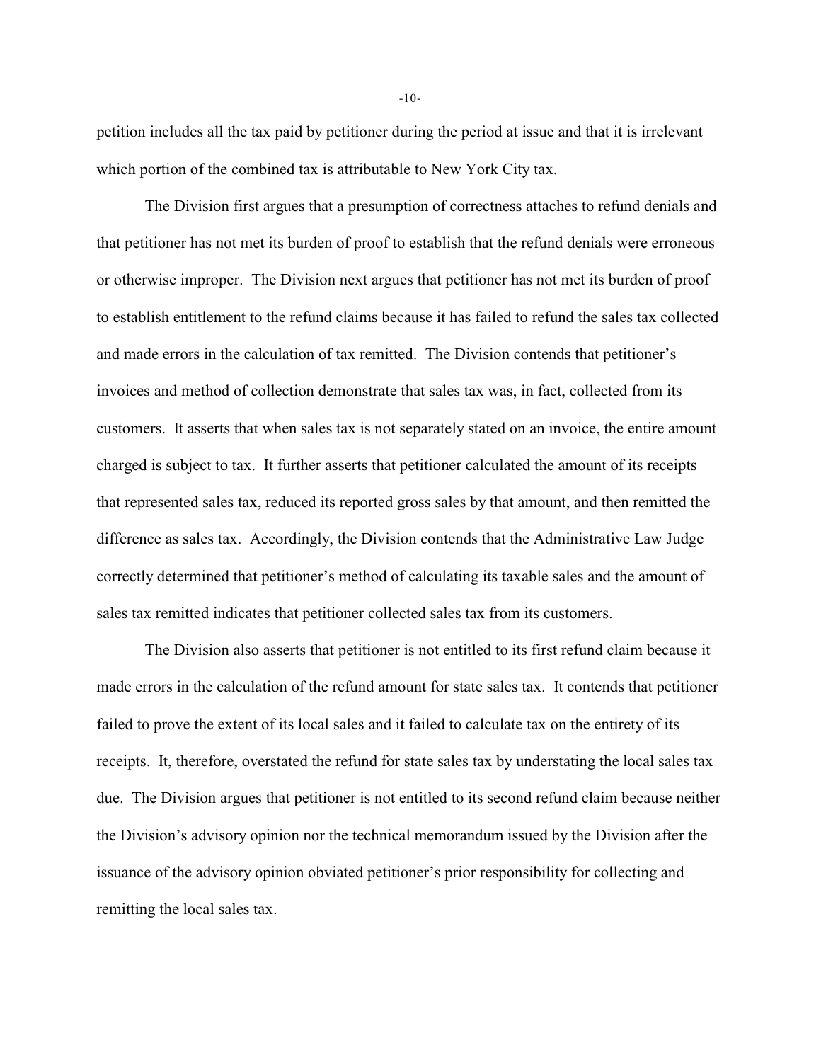petition includes all the tax paid by petitioner during the period at issue and that it is irrelevant which portion of the combined tax is attributable to New York City tax.

The Division first argues that a presumption of correctness attaches to refund denials and that petitioner has not met its burden of proof to establish that the refund denials were erroneous or otherwise improper. The Division next argues that petitioner has not met its burden of proof to establish entitlement to the refund claims because it has failed to refund the sales tax collected and made errors in the calculation of tax remitted. The Division contends that petitioner's invoices and method of collection demonstrate that sales tax was, in fact, collected from its customers. It asserts that when sales tax is not separately stated on an invoice, the entire amount charged is subject to tax. It further asserts that petitioner calculated the amount of its receipts that represented sales tax, reduced its reported gross sales by that amount, and then remitted the difference as sales tax. Accordingly, the Division contends that the Administrative Law Judge correctly determined that petitioner's method of calculating its taxable sales and the amount of sales tax remitted indicates that petitioner collected sales tax from its customers.

The Division also asserts that petitioner is not entitled to its first refund claim because it made errors in the calculation of the refund amount for state sales tax. It contends that petitioner failed to prove the extent of its local sales and it failed to calculate tax on the entirety of its receipts. It, therefore, overstated the refund for state sales tax by understating the local sales tax due. The Division argues that petitioner is not entitled to its second refund claim because neither the Division's advisory opinion nor the technical memorandum issued by the Division after the issuance of the advisory opinion obviated petitioner's prior responsibility for collecting and remitting the local sales tax.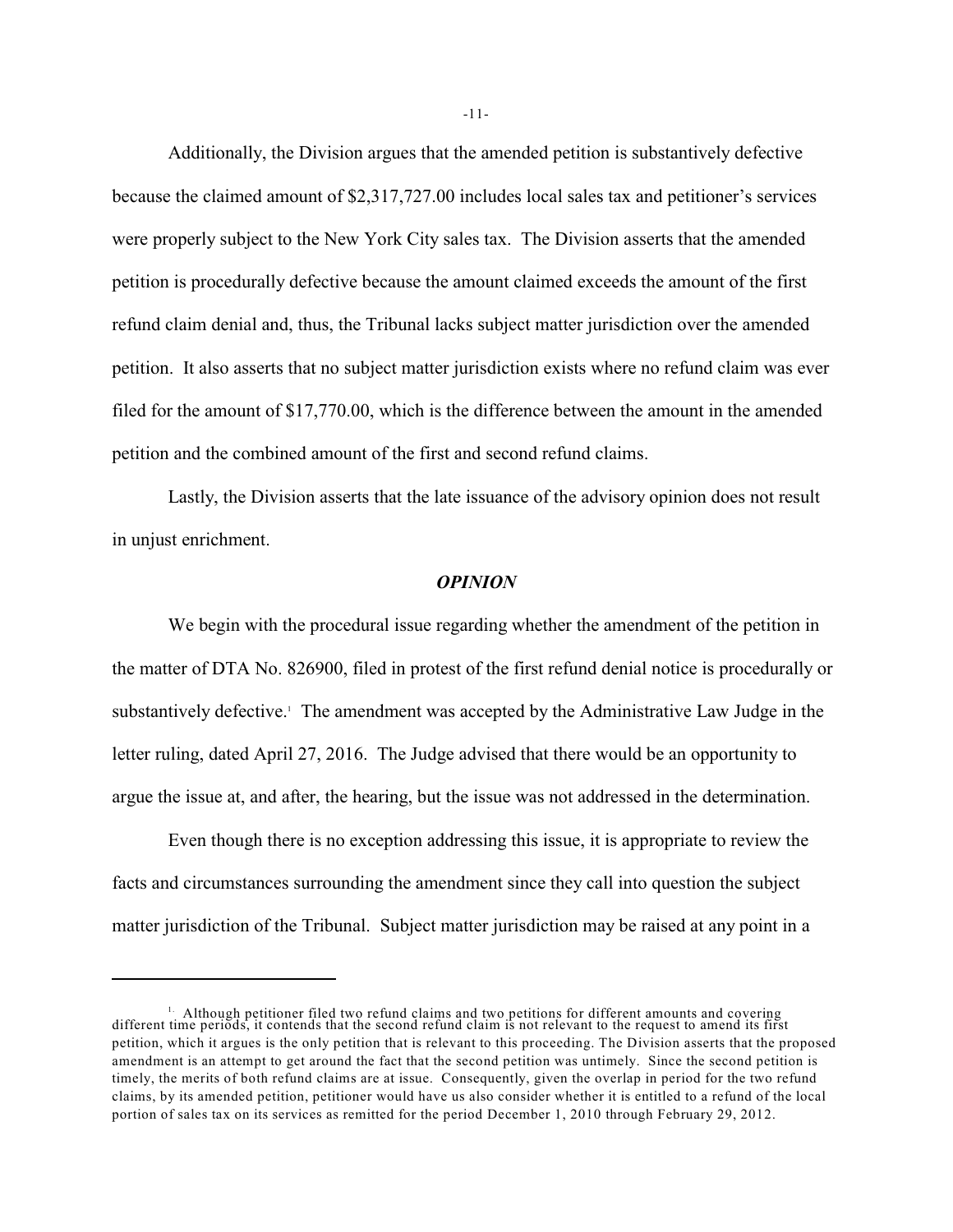Additionally, the Division argues that the amended petition is substantively defective because the claimed amount of $2,317,727.00 includes local sales tax and petitioner's services were properly subject to the New York City sales tax. The Division asserts that the amended petition is procedurally defective because the amount claimed exceeds the amount of the first refund claim denial and, thus, the Tribunal lacks subject matter jurisdiction over the amended petition. It also asserts that no subject matter jurisdiction exists where no refund claim was ever filed for the amount of $17,770.00, which is the difference between the amount in the amended petition and the combined amount of the first and second refund claims.

Lastly, the Division asserts that the late issuance of the advisory opinion does not result in unjust enrichment.

## *OPINION*

We begin with the procedural issue regarding whether the amendment of the petition in the matter of DTA No. 826900, filed in protest of the first refund denial notice is procedurally or substantively defective.[1] The amendment was accepted by the Administrative Law Judge in the letter ruling, dated April 27, 2016. The Judge advised that there would be an opportunity to argue the issue at, and after, the hearing, but the issue was not addressed in the determination.

Even though there is no exception addressing this issue, it is appropriate to review the facts and circumstances surrounding the amendment since they call into question the subject matter jurisdiction of the Tribunal. Subject matter jurisdiction may be raised at any point in a

---

[1] Although petitioner filed two refund claims and two petitions for different amounts and covering different time periods, it contends that the second refund claim is not relevant to the request to amend its first petition, which it argues is the only petition that is relevant to this proceeding. The Division asserts that the proposed amendment is an attempt to get around the fact that the second petition was untimely. Since the second petition is timely, the merits of both refund claims are at issue. Consequently, given the overlap in period for the two refund claims, by its amended petition, petitioner would have us also consider whether it is entitled to a refund of the local portion of sales tax on its services as remitted for the period December 1, 2010 through February 29, 2012.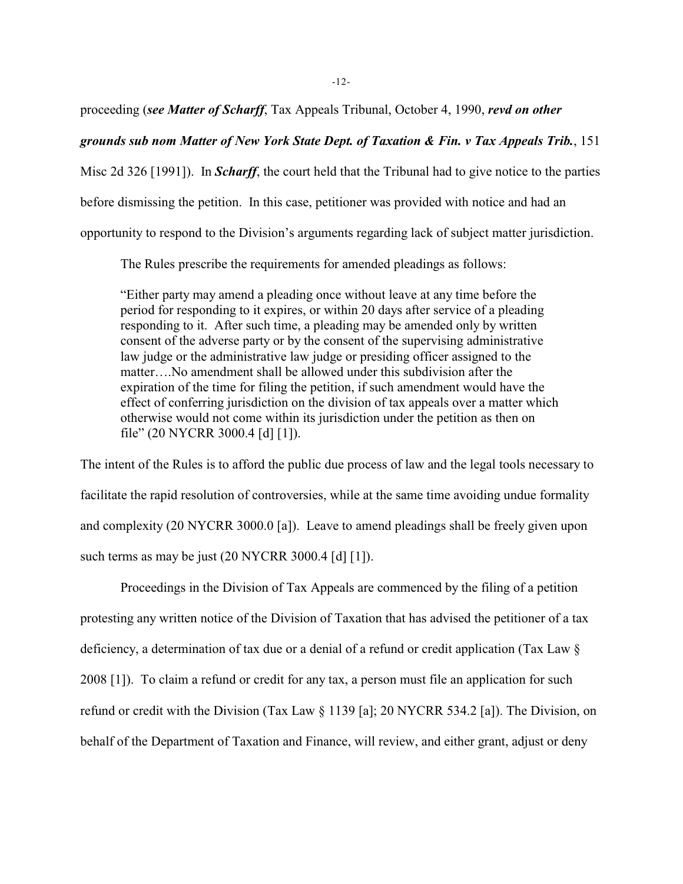proceeding (***see Matter of Scharff***, Tax Appeals Tribunal, October 4, 1990, ***revd on other grounds sub nom Matter of New York State Dept. of Taxation & Fin. v Tax Appeals Trib.***, 151 Misc 2d 326 [1991]). In ***Scharff***, the court held that the Tribunal had to give notice to the parties before dismissing the petition. In this case, petitioner was provided with notice and had an opportunity to respond to the Division's arguments regarding lack of subject matter jurisdiction.

The Rules prescribe the requirements for amended pleadings as follows:

> "Either party may amend a pleading once without leave at any time before the period for responding to it expires, or within 20 days after service of a pleading responding to it. After such time, a pleading may be amended only by written consent of the adverse party or by the consent of the supervising administrative law judge or the administrative law judge or presiding officer assigned to the matter….No amendment shall be allowed under this subdivision after the expiration of the time for filing the petition, if such amendment would have the effect of conferring jurisdiction on the division of tax appeals over a matter which otherwise would not come within its jurisdiction under the petition as then on file" (20 NYCRR 3000.4 [d] [1]).

The intent of the Rules is to afford the public due process of law and the legal tools necessary to facilitate the rapid resolution of controversies, while at the same time avoiding undue formality and complexity (20 NYCRR 3000.0 [a]). Leave to amend pleadings shall be freely given upon such terms as may be just (20 NYCRR 3000.4 [d] [1]).

Proceedings in the Division of Tax Appeals are commenced by the filing of a petition protesting any written notice of the Division of Taxation that has advised the petitioner of a tax deficiency, a determination of tax due or a denial of a refund or credit application (Tax Law § 2008 [1]). To claim a refund or credit for any tax, a person must file an application for such refund or credit with the Division (Tax Law § 1139 [a]; 20 NYCRR 534.2 [a]). The Division, on behalf of the Department of Taxation and Finance, will review, and either grant, adjust or deny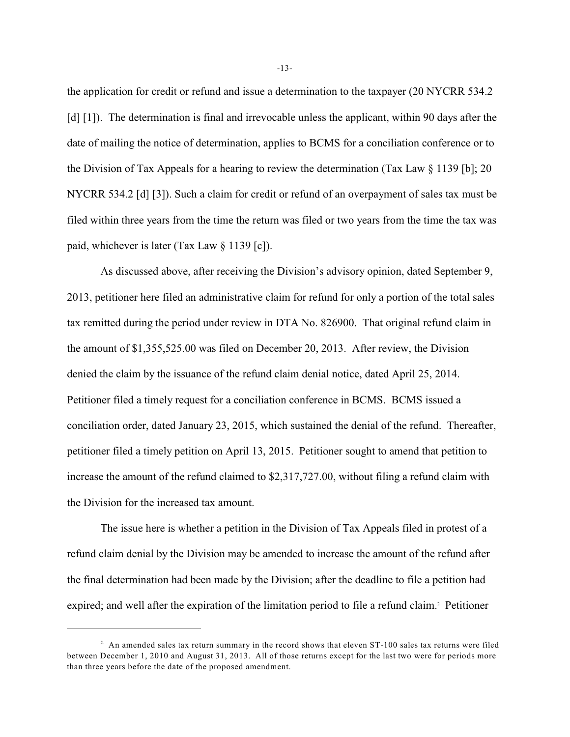the application for credit or refund and issue a determination to the taxpayer (20 NYCRR 534.2 [d] [1]). The determination is final and irrevocable unless the applicant, within 90 days after the date of mailing the notice of determination, applies to BCMS for a conciliation conference or to the Division of Tax Appeals for a hearing to review the determination (Tax Law § 1139 [b]; 20 NYCRR 534.2 [d] [3]). Such a claim for credit or refund of an overpayment of sales tax must be filed within three years from the time the return was filed or two years from the time the tax was paid, whichever is later (Tax Law § 1139 [c]).

As discussed above, after receiving the Division's advisory opinion, dated September 9, 2013, petitioner here filed an administrative claim for refund for only a portion of the total sales tax remitted during the period under review in DTA No. 826900. That original refund claim in the amount of $1,355,525.00 was filed on December 20, 2013. After review, the Division denied the claim by the issuance of the refund claim denial notice, dated April 25, 2014. Petitioner filed a timely request for a conciliation conference in BCMS. BCMS issued a conciliation order, dated January 23, 2015, which sustained the denial of the refund. Thereafter, petitioner filed a timely petition on April 13, 2015. Petitioner sought to amend that petition to increase the amount of the refund claimed to $2,317,727.00, without filing a refund claim with the Division for the increased tax amount.

The issue here is whether a petition in the Division of Tax Appeals filed in protest of a refund claim denial by the Division may be amended to increase the amount of the refund after the final determination had been made by the Division; after the deadline to file a petition had expired; and well after the expiration of the limitation period to file a refund claim.[2] Petitioner

---

[2] An amended sales tax return summary in the record shows that eleven ST-100 sales tax returns were filed between December 1, 2010 and August 31, 2013. All of those returns except for the last two were for periods more than three years before the date of the proposed amendment.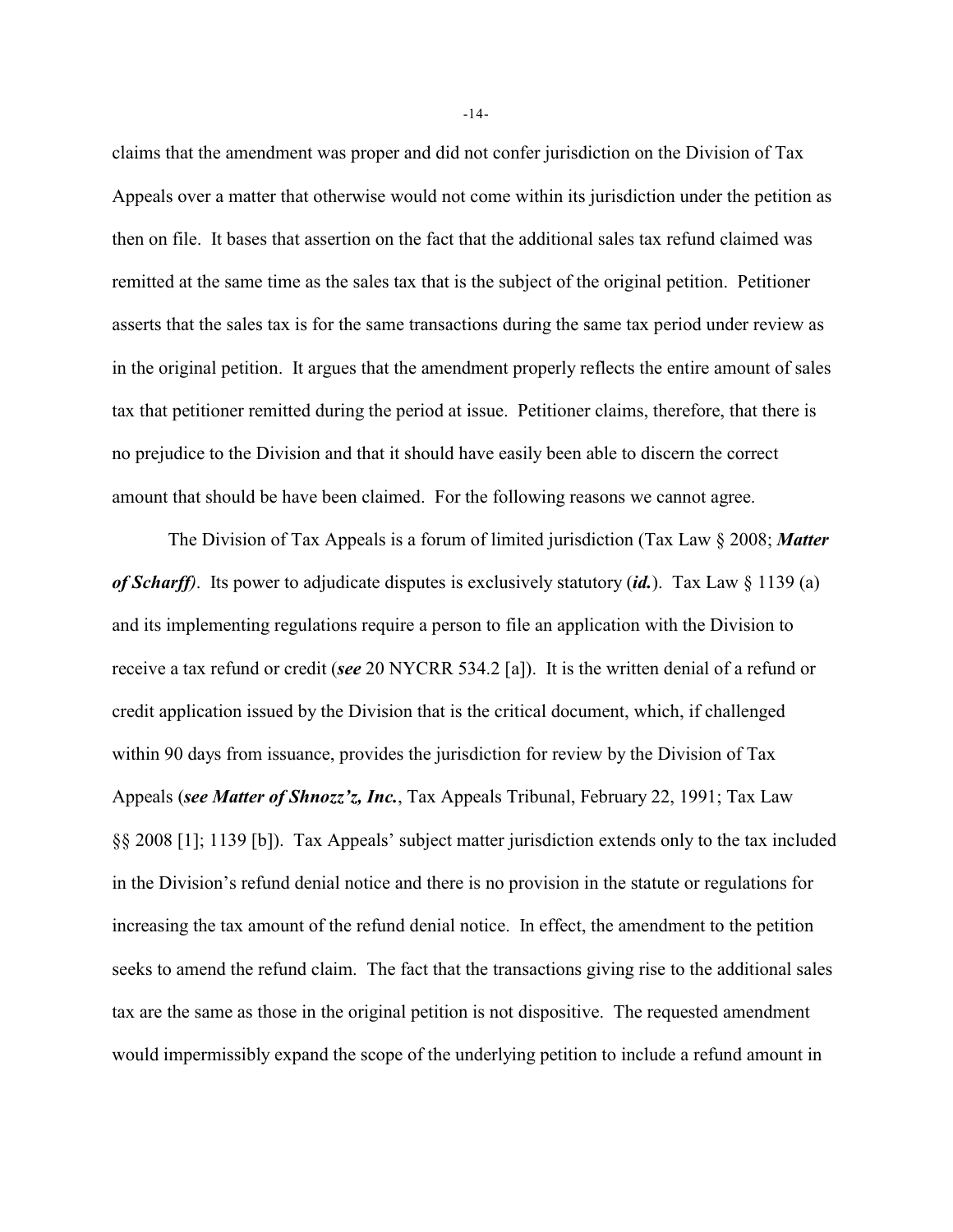claims that the amendment was proper and did not confer jurisdiction on the Division of Tax Appeals over a matter that otherwise would not come within its jurisdiction under the petition as then on file. It bases that assertion on the fact that the additional sales tax refund claimed was remitted at the same time as the sales tax that is the subject of the original petition. Petitioner asserts that the sales tax is for the same transactions during the same tax period under review as in the original petition. It argues that the amendment properly reflects the entire amount of sales tax that petitioner remitted during the period at issue. Petitioner claims, therefore, that there is no prejudice to the Division and that it should have easily been able to discern the correct amount that should be have been claimed. For the following reasons we cannot agree.

The Division of Tax Appeals is a forum of limited jurisdiction (Tax Law § 2008; ***Matter of Scharff)***. Its power to adjudicate disputes is exclusively statutory (***id.***). Tax Law § 1139 (a) and its implementing regulations require a person to file an application with the Division to receive a tax refund or credit (***see*** 20 NYCRR 534.2 [a]). It is the written denial of a refund or credit application issued by the Division that is the critical document, which, if challenged within 90 days from issuance, provides the jurisdiction for review by the Division of Tax Appeals (***see Matter of Shnozz'z, Inc.***, Tax Appeals Tribunal, February 22, 1991; Tax Law §§ 2008 [1]; 1139 [b]). Tax Appeals' subject matter jurisdiction extends only to the tax included in the Division's refund denial notice and there is no provision in the statute or regulations for increasing the tax amount of the refund denial notice. In effect, the amendment to the petition seeks to amend the refund claim. The fact that the transactions giving rise to the additional sales tax are the same as those in the original petition is not dispositive. The requested amendment would impermissibly expand the scope of the underlying petition to include a refund amount in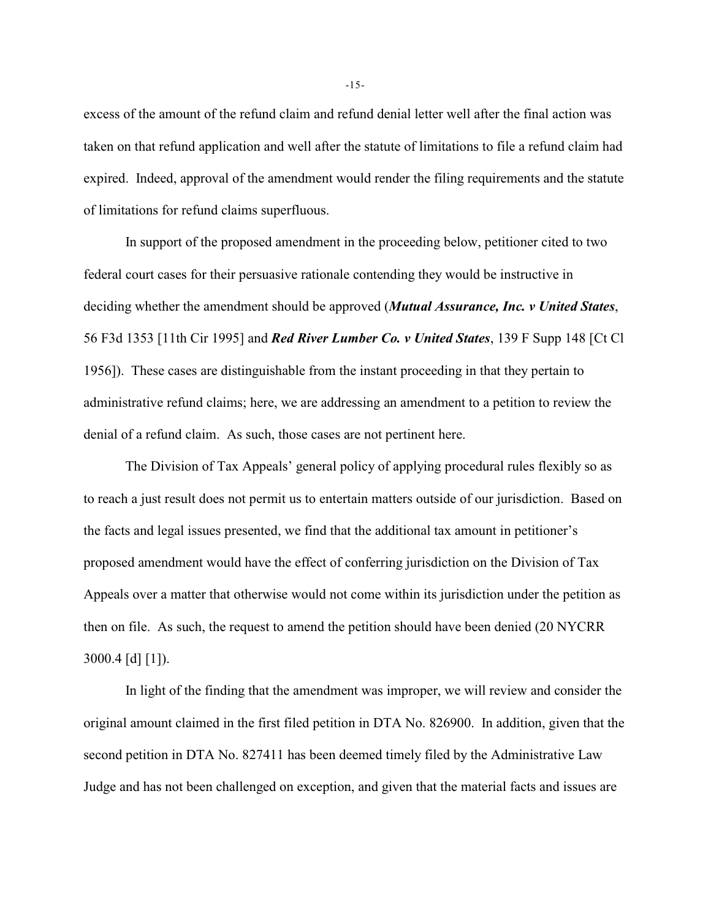excess of the amount of the refund claim and refund denial letter well after the final action was taken on that refund application and well after the statute of limitations to file a refund claim had expired. Indeed, approval of the amendment would render the filing requirements and the statute of limitations for refund claims superfluous.

In support of the proposed amendment in the proceeding below, petitioner cited to two federal court cases for their persuasive rationale contending they would be instructive in deciding whether the amendment should be approved (***Mutual Assurance, Inc. v United States***, 56 F3d 1353 [11th Cir 1995] and ***Red River Lumber Co. v United States***, 139 F Supp 148 [Ct Cl 1956]). These cases are distinguishable from the instant proceeding in that they pertain to administrative refund claims; here, we are addressing an amendment to a petition to review the denial of a refund claim. As such, those cases are not pertinent here.

The Division of Tax Appeals' general policy of applying procedural rules flexibly so as to reach a just result does not permit us to entertain matters outside of our jurisdiction. Based on the facts and legal issues presented, we find that the additional tax amount in petitioner's proposed amendment would have the effect of conferring jurisdiction on the Division of Tax Appeals over a matter that otherwise would not come within its jurisdiction under the petition as then on file. As such, the request to amend the petition should have been denied (20 NYCRR 3000.4 [d] [1]).

In light of the finding that the amendment was improper, we will review and consider the original amount claimed in the first filed petition in DTA No. 826900. In addition, given that the second petition in DTA No. 827411 has been deemed timely filed by the Administrative Law Judge and has not been challenged on exception, and given that the material facts and issues are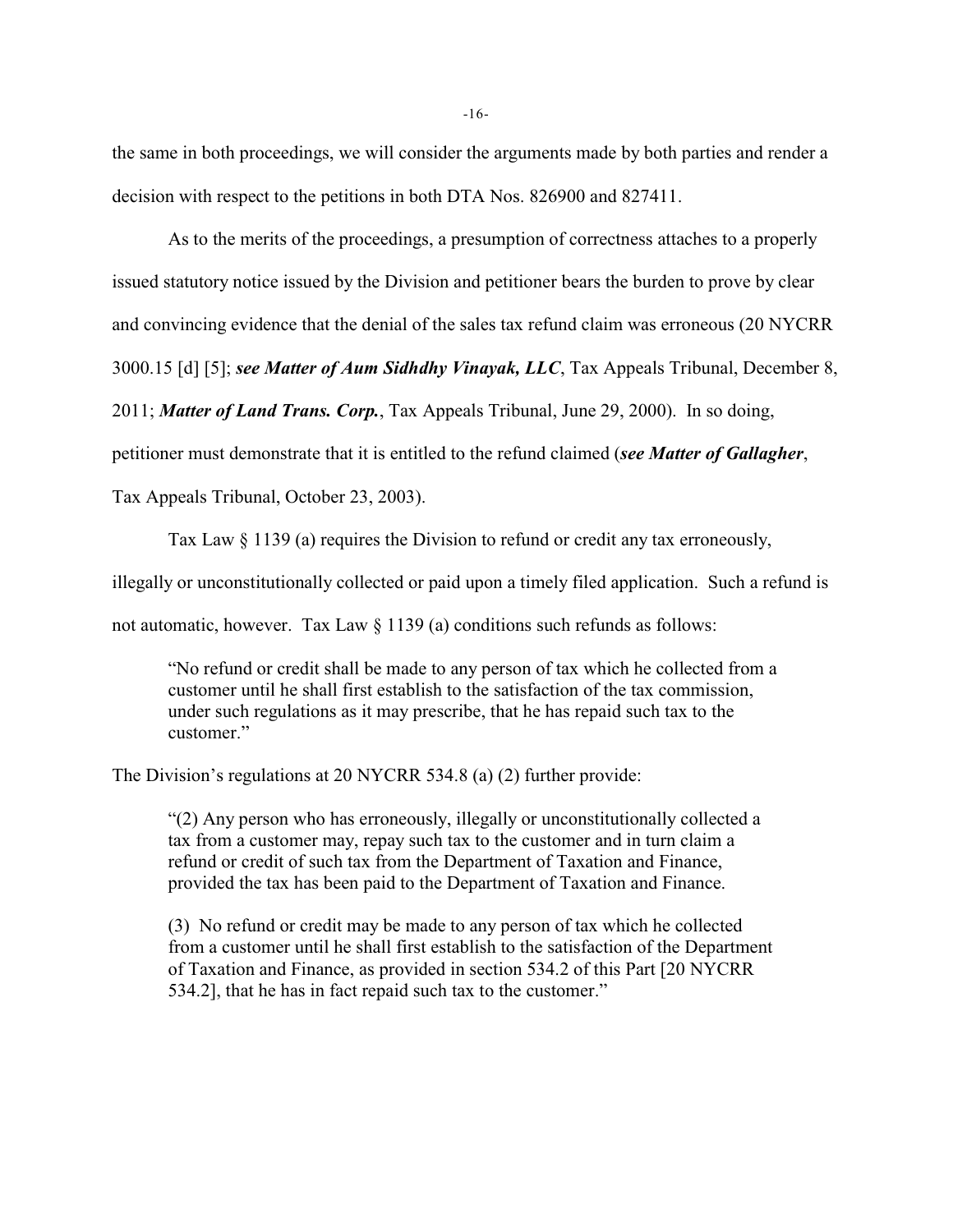the same in both proceedings, we will consider the arguments made by both parties and render a decision with respect to the petitions in both DTA Nos. 826900 and 827411.

As to the merits of the proceedings, a presumption of correctness attaches to a properly issued statutory notice issued by the Division and petitioner bears the burden to prove by clear and convincing evidence that the denial of the sales tax refund claim was erroneous (20 NYCRR 3000.15 [d] [5]; ***see Matter of Aum Sidhdhy Vinayak, LLC***, Tax Appeals Tribunal, December 8, 2011; ***Matter of Land Trans. Corp.***, Tax Appeals Tribunal, June 29, 2000). In so doing, petitioner must demonstrate that it is entitled to the refund claimed (***see Matter of Gallagher***, Tax Appeals Tribunal, October 23, 2003).

Tax Law § 1139 (a) requires the Division to refund or credit any tax erroneously, illegally or unconstitutionally collected or paid upon a timely filed application. Such a refund is not automatic, however. Tax Law § 1139 (a) conditions such refunds as follows:

> "No refund or credit shall be made to any person of tax which he collected from a customer until he shall first establish to the satisfaction of the tax commission, under such regulations as it may prescribe, that he has repaid such tax to the customer."

The Division's regulations at 20 NYCRR 534.8 (a) (2) further provide:

> "(2) Any person who has erroneously, illegally or unconstitutionally collected a tax from a customer may, repay such tax to the customer and in turn claim a refund or credit of such tax from the Department of Taxation and Finance, provided the tax has been paid to the Department of Taxation and Finance.
>
> (3) No refund or credit may be made to any person of tax which he collected from a customer until he shall first establish to the satisfaction of the Department of Taxation and Finance, as provided in section 534.2 of this Part [20 NYCRR 534.2], that he has in fact repaid such tax to the customer."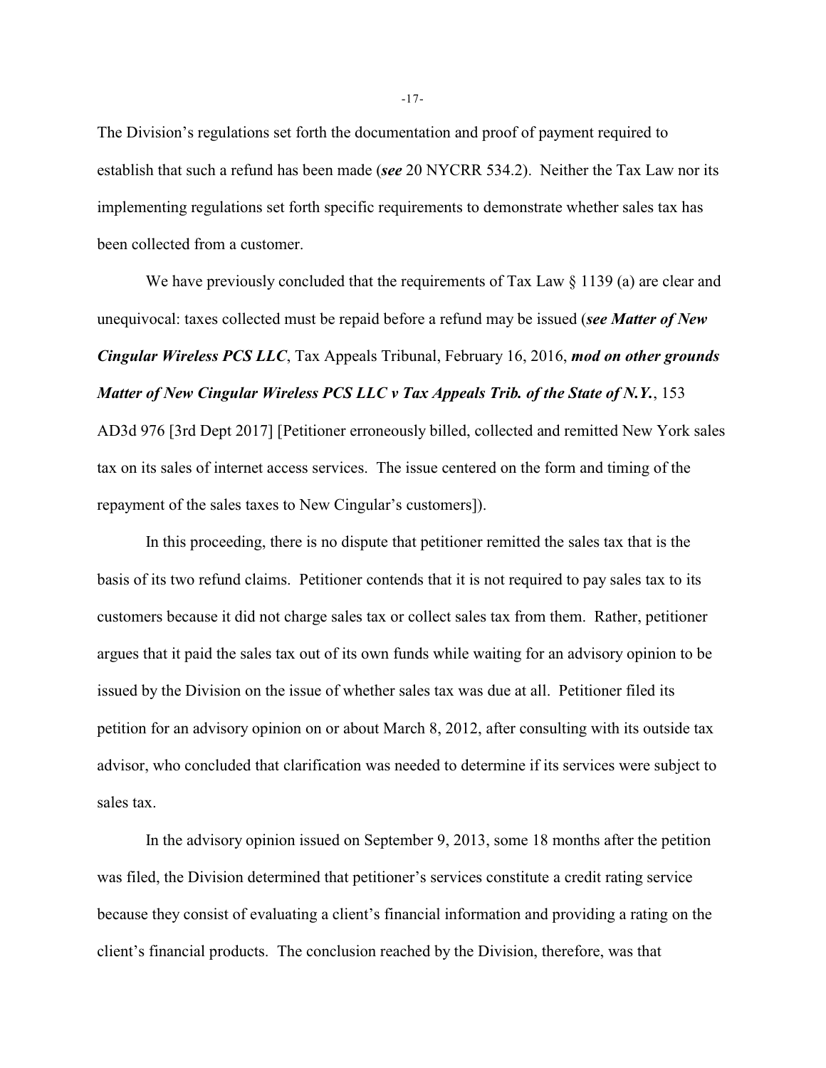The Division's regulations set forth the documentation and proof of payment required to establish that such a refund has been made (***see*** 20 NYCRR 534.2). Neither the Tax Law nor its implementing regulations set forth specific requirements to demonstrate whether sales tax has been collected from a customer.

We have previously concluded that the requirements of Tax Law § 1139 (a) are clear and unequivocal: taxes collected must be repaid before a refund may be issued (***see Matter of New Cingular Wireless PCS LLC***, Tax Appeals Tribunal, February 16, 2016, ***mod on other grounds Matter of New Cingular Wireless PCS LLC v Tax Appeals Trib. of the State of N.Y.***, 153 AD3d 976 [3rd Dept 2017] [Petitioner erroneously billed, collected and remitted New York sales tax on its sales of internet access services. The issue centered on the form and timing of the repayment of the sales taxes to New Cingular's customers]).

In this proceeding, there is no dispute that petitioner remitted the sales tax that is the basis of its two refund claims. Petitioner contends that it is not required to pay sales tax to its customers because it did not charge sales tax or collect sales tax from them. Rather, petitioner argues that it paid the sales tax out of its own funds while waiting for an advisory opinion to be issued by the Division on the issue of whether sales tax was due at all. Petitioner filed its petition for an advisory opinion on or about March 8, 2012, after consulting with its outside tax advisor, who concluded that clarification was needed to determine if its services were subject to sales tax.

In the advisory opinion issued on September 9, 2013, some 18 months after the petition was filed, the Division determined that petitioner's services constitute a credit rating service because they consist of evaluating a client's financial information and providing a rating on the client's financial products. The conclusion reached by the Division, therefore, was that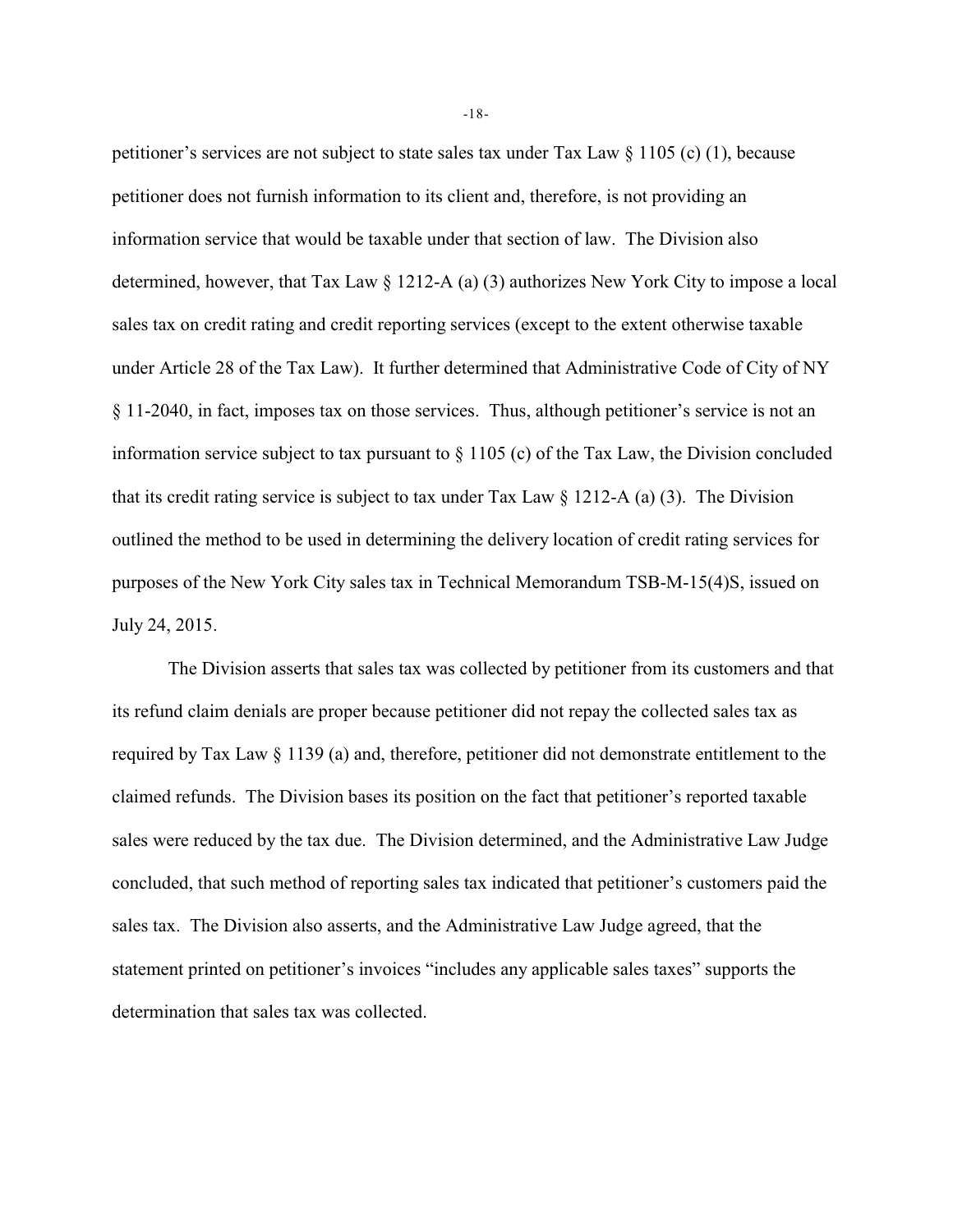petitioner's services are not subject to state sales tax under Tax Law § 1105 (c) (1), because petitioner does not furnish information to its client and, therefore, is not providing an information service that would be taxable under that section of law. The Division also determined, however, that Tax Law § 1212-A (a) (3) authorizes New York City to impose a local sales tax on credit rating and credit reporting services (except to the extent otherwise taxable under Article 28 of the Tax Law). It further determined that Administrative Code of City of NY § 11-2040, in fact, imposes tax on those services. Thus, although petitioner's service is not an information service subject to tax pursuant to § 1105 (c) of the Tax Law, the Division concluded that its credit rating service is subject to tax under Tax Law § 1212-A (a) (3). The Division outlined the method to be used in determining the delivery location of credit rating services for purposes of the New York City sales tax in Technical Memorandum TSB-M-15(4)S, issued on July 24, 2015.

The Division asserts that sales tax was collected by petitioner from its customers and that its refund claim denials are proper because petitioner did not repay the collected sales tax as required by Tax Law § 1139 (a) and, therefore, petitioner did not demonstrate entitlement to the claimed refunds. The Division bases its position on the fact that petitioner's reported taxable sales were reduced by the tax due. The Division determined, and the Administrative Law Judge concluded, that such method of reporting sales tax indicated that petitioner's customers paid the sales tax. The Division also asserts, and the Administrative Law Judge agreed, that the statement printed on petitioner's invoices "includes any applicable sales taxes" supports the determination that sales tax was collected.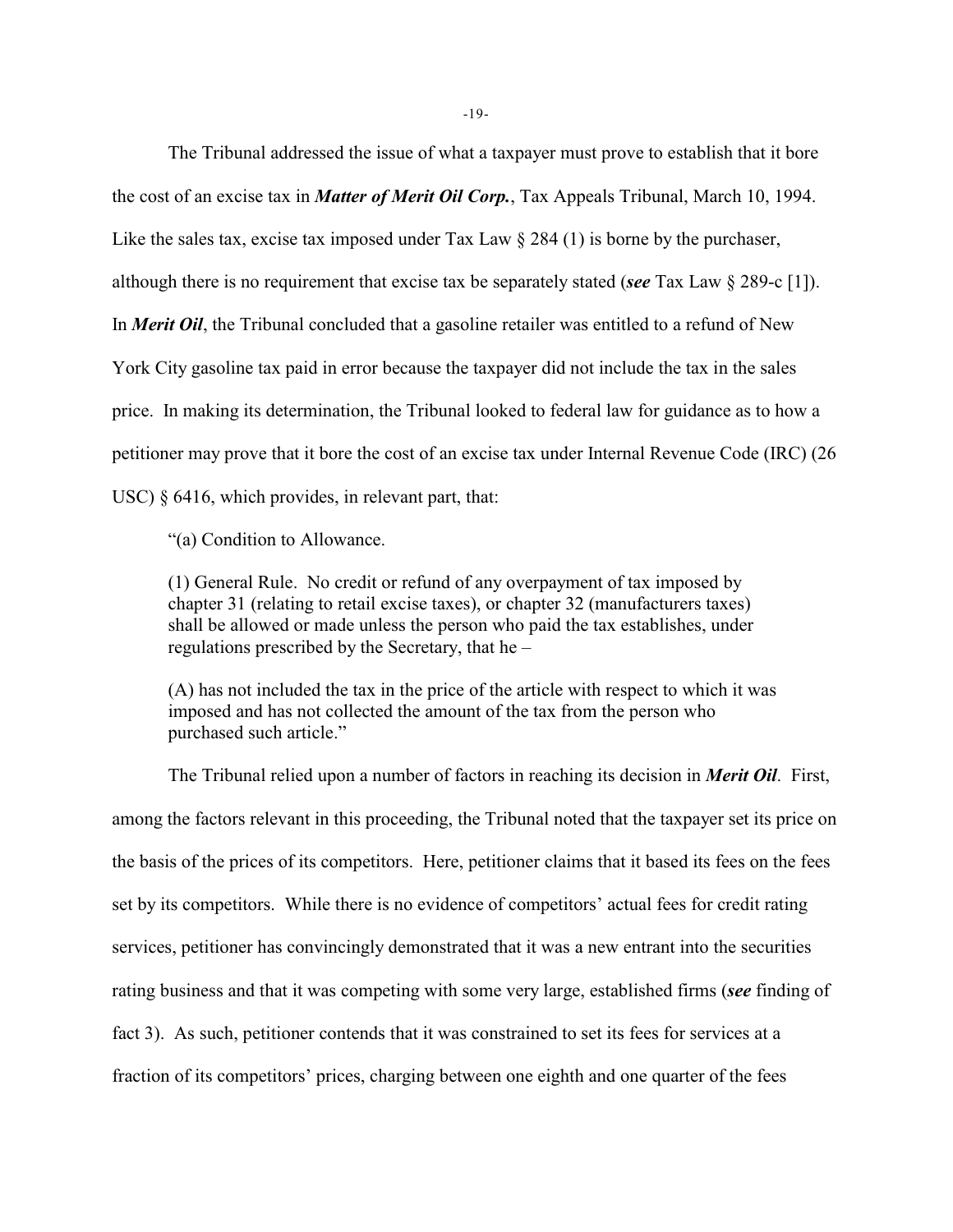The Tribunal addressed the issue of what a taxpayer must prove to establish that it bore the cost of an excise tax in ***Matter of Merit Oil Corp.***, Tax Appeals Tribunal, March 10, 1994. Like the sales tax, excise tax imposed under Tax Law § 284 (1) is borne by the purchaser, although there is no requirement that excise tax be separately stated (***see*** Tax Law § 289-c [1]). In ***Merit Oil***, the Tribunal concluded that a gasoline retailer was entitled to a refund of New York City gasoline tax paid in error because the taxpayer did not include the tax in the sales price. In making its determination, the Tribunal looked to federal law for guidance as to how a petitioner may prove that it bore the cost of an excise tax under Internal Revenue Code (IRC) (26 USC) § 6416, which provides, in relevant part, that:

> "(a) Condition to Allowance.
>
> (1) General Rule. No credit or refund of any overpayment of tax imposed by chapter 31 (relating to retail excise taxes), or chapter 32 (manufacturers taxes) shall be allowed or made unless the person who paid the tax establishes, under regulations prescribed by the Secretary, that he –
>
> (A) has not included the tax in the price of the article with respect to which it was imposed and has not collected the amount of the tax from the person who purchased such article."

The Tribunal relied upon a number of factors in reaching its decision in ***Merit Oil***. First, among the factors relevant in this proceeding, the Tribunal noted that the taxpayer set its price on the basis of the prices of its competitors. Here, petitioner claims that it based its fees on the fees set by its competitors. While there is no evidence of competitors' actual fees for credit rating services, petitioner has convincingly demonstrated that it was a new entrant into the securities rating business and that it was competing with some very large, established firms (***see*** finding of fact 3). As such, petitioner contends that it was constrained to set its fees for services at a fraction of its competitors' prices, charging between one eighth and one quarter of the fees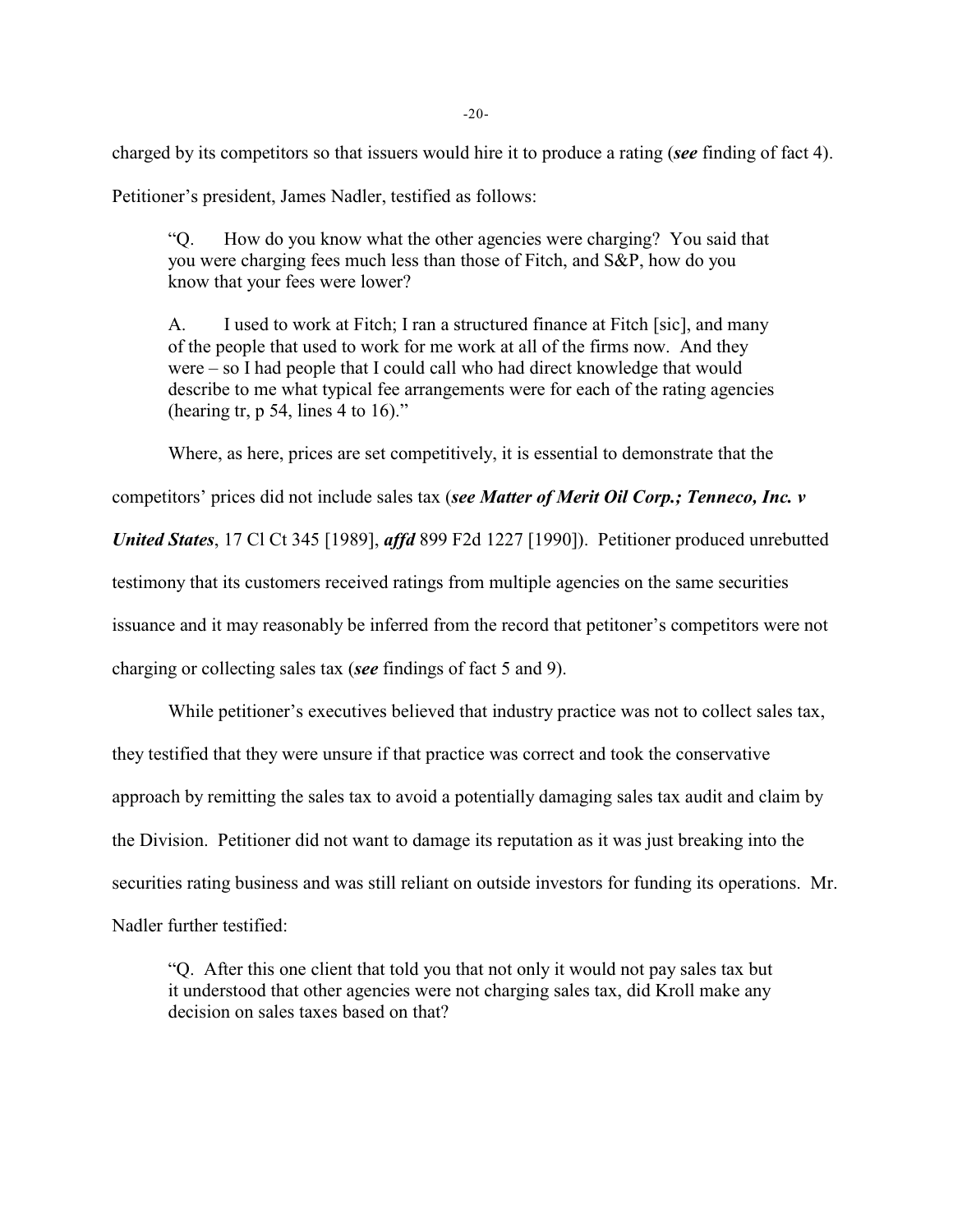charged by its competitors so that issuers would hire it to produce a rating (***see*** finding of fact 4). Petitioner's president, James Nadler, testified as follows:

> "Q. How do you know what the other agencies were charging? You said that you were charging fees much less than those of Fitch, and S&P, how do you know that your fees were lower?
>
> A. I used to work at Fitch; I ran a structured finance at Fitch [sic], and many of the people that used to work for me work at all of the firms now. And they were – so I had people that I could call who had direct knowledge that would describe to me what typical fee arrangements were for each of the rating agencies (hearing tr, p 54, lines 4 to 16)."

Where, as here, prices are set competitively, it is essential to demonstrate that the competitors' prices did not include sales tax (***see Matter of Merit Oil Corp.; Tenneco, Inc. v United States***, 17 Cl Ct 345 [1989], ***affd*** 899 F2d 1227 [1990]). Petitioner produced unrebutted testimony that its customers received ratings from multiple agencies on the same securities issuance and it may reasonably be inferred from the record that petitioner's competitors were not charging or collecting sales tax (***see*** findings of fact 5 and 9).

While petitioner's executives believed that industry practice was not to collect sales tax, they testified that they were unsure if that practice was correct and took the conservative approach by remitting the sales tax to avoid a potentially damaging sales tax audit and claim by the Division. Petitioner did not want to damage its reputation as it was just breaking into the securities rating business and was still reliant on outside investors for funding its operations. Mr. Nadler further testified:

> "Q. After this one client that told you that not only it would not pay sales tax but it understood that other agencies were not charging sales tax, did Kroll make any decision on sales taxes based on that?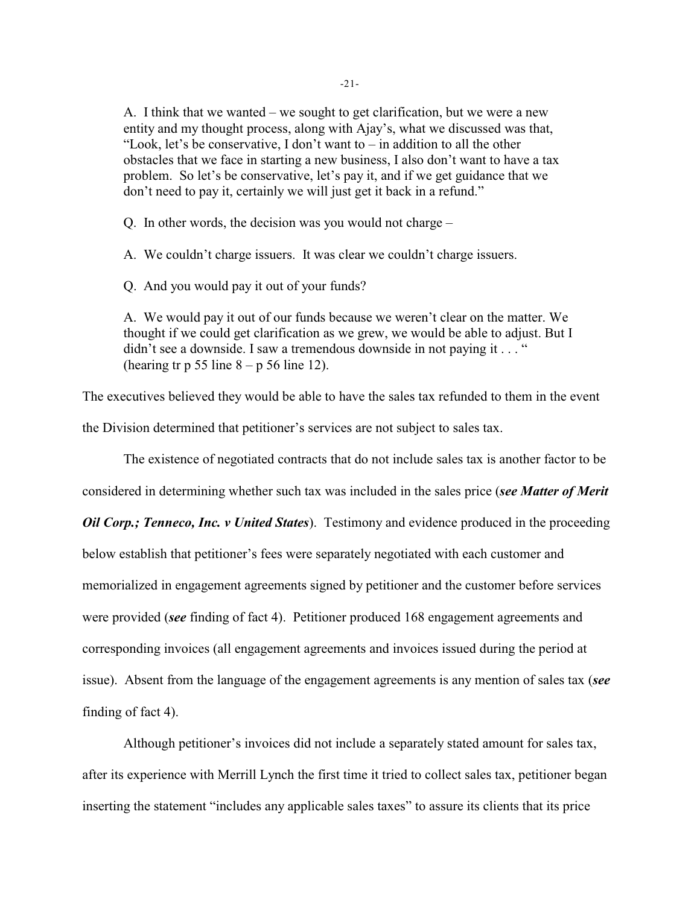> A. I think that we wanted – we sought to get clarification, but we were a new entity and my thought process, along with Ajay's, what we discussed was that, "Look, let's be conservative, I don't want to – in addition to all the other obstacles that we face in starting a new business, I also don't want to have a tax problem. So let's be conservative, let's pay it, and if we get guidance that we don't need to pay it, certainly we will just get it back in a refund."
>
> Q. In other words, the decision was you would not charge –
>
> A. We couldn't charge issuers. It was clear we couldn't charge issuers.
>
> Q. And you would pay it out of your funds?
>
> A. We would pay it out of our funds because we weren't clear on the matter. We thought if we could get clarification as we grew, we would be able to adjust. But I didn't see a downside. I saw a tremendous downside in not paying it . . . " (hearing tr p 55 line 8 – p 56 line 12).

The executives believed they would be able to have the sales tax refunded to them in the event the Division determined that petitioner's services are not subject to sales tax.

The existence of negotiated contracts that do not include sales tax is another factor to be considered in determining whether such tax was included in the sales price (***see Matter of Merit Oil Corp.; Tenneco, Inc. v United States***). Testimony and evidence produced in the proceeding below establish that petitioner's fees were separately negotiated with each customer and memorialized in engagement agreements signed by petitioner and the customer before services were provided (***see*** finding of fact 4). Petitioner produced 168 engagement agreements and corresponding invoices (all engagement agreements and invoices issued during the period at issue). Absent from the language of the engagement agreements is any mention of sales tax (***see*** finding of fact 4).

Although petitioner's invoices did not include a separately stated amount for sales tax, after its experience with Merrill Lynch the first time it tried to collect sales tax, petitioner began inserting the statement "includes any applicable sales taxes" to assure its clients that its price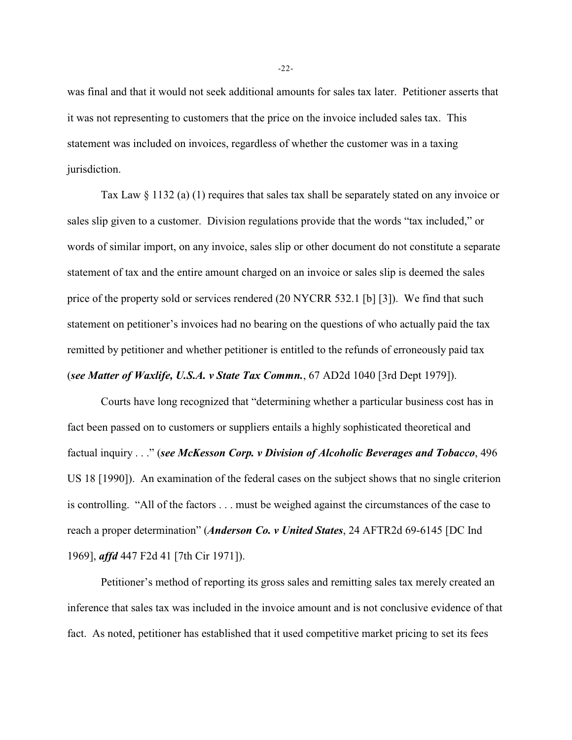was final and that it would not seek additional amounts for sales tax later. Petitioner asserts that it was not representing to customers that the price on the invoice included sales tax. This statement was included on invoices, regardless of whether the customer was in a taxing jurisdiction.

Tax Law § 1132 (a) (1) requires that sales tax shall be separately stated on any invoice or sales slip given to a customer. Division regulations provide that the words "tax included," or words of similar import, on any invoice, sales slip or other document do not constitute a separate statement of tax and the entire amount charged on an invoice or sales slip is deemed the sales price of the property sold or services rendered (20 NYCRR 532.1 [b] [3]). We find that such statement on petitioner's invoices had no bearing on the questions of who actually paid the tax remitted by petitioner and whether petitioner is entitled to the refunds of erroneously paid tax (***see Matter of Waxlife, U.S.A. v State Tax Commn.***, 67 AD2d 1040 [3rd Dept 1979]).

Courts have long recognized that "determining whether a particular business cost has in fact been passed on to customers or suppliers entails a highly sophisticated theoretical and factual inquiry . . ." (***see McKesson Corp. v Division of Alcoholic Beverages and Tobacco***, 496 US 18 [1990]). An examination of the federal cases on the subject shows that no single criterion is controlling. "All of the factors . . . must be weighed against the circumstances of the case to reach a proper determination" (***Anderson Co. v United States***, 24 AFTR2d 69-6145 [DC Ind 1969], ***affd*** 447 F2d 41 [7th Cir 1971]).

Petitioner's method of reporting its gross sales and remitting sales tax merely created an inference that sales tax was included in the invoice amount and is not conclusive evidence of that fact. As noted, petitioner has established that it used competitive market pricing to set its fees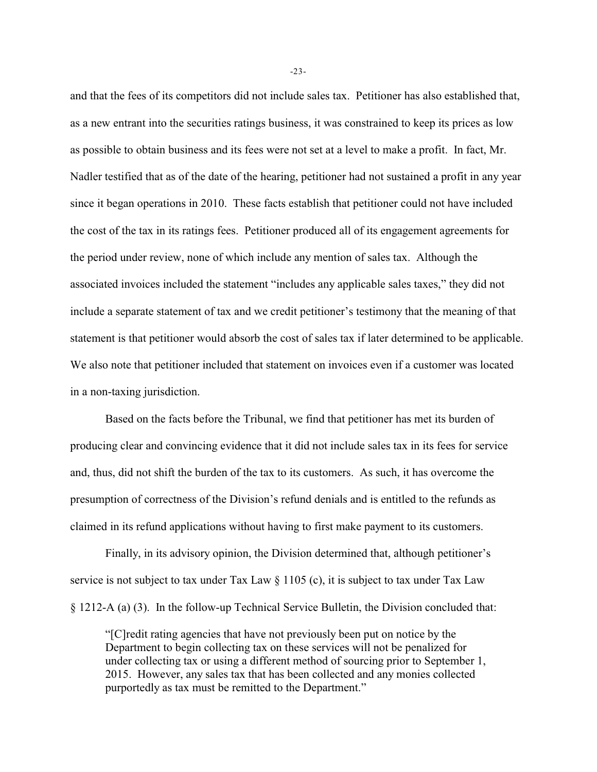and that the fees of its competitors did not include sales tax. Petitioner has also established that, as a new entrant into the securities ratings business, it was constrained to keep its prices as low as possible to obtain business and its fees were not set at a level to make a profit. In fact, Mr. Nadler testified that as of the date of the hearing, petitioner had not sustained a profit in any year since it began operations in 2010. These facts establish that petitioner could not have included the cost of the tax in its ratings fees. Petitioner produced all of its engagement agreements for the period under review, none of which include any mention of sales tax. Although the associated invoices included the statement "includes any applicable sales taxes," they did not include a separate statement of tax and we credit petitioner's testimony that the meaning of that statement is that petitioner would absorb the cost of sales tax if later determined to be applicable. We also note that petitioner included that statement on invoices even if a customer was located in a non-taxing jurisdiction.

Based on the facts before the Tribunal, we find that petitioner has met its burden of producing clear and convincing evidence that it did not include sales tax in its fees for service and, thus, did not shift the burden of the tax to its customers. As such, it has overcome the presumption of correctness of the Division's refund denials and is entitled to the refunds as claimed in its refund applications without having to first make payment to its customers.

Finally, in its advisory opinion, the Division determined that, although petitioner's service is not subject to tax under Tax Law § 1105 (c), it is subject to tax under Tax Law § 1212-A (a) (3). In the follow-up Technical Service Bulletin, the Division concluded that:

> "[C]redit rating agencies that have not previously been put on notice by the Department to begin collecting tax on these services will not be penalized for under collecting tax or using a different method of sourcing prior to September 1, 2015. However, any sales tax that has been collected and any monies collected purportedly as tax must be remitted to the Department."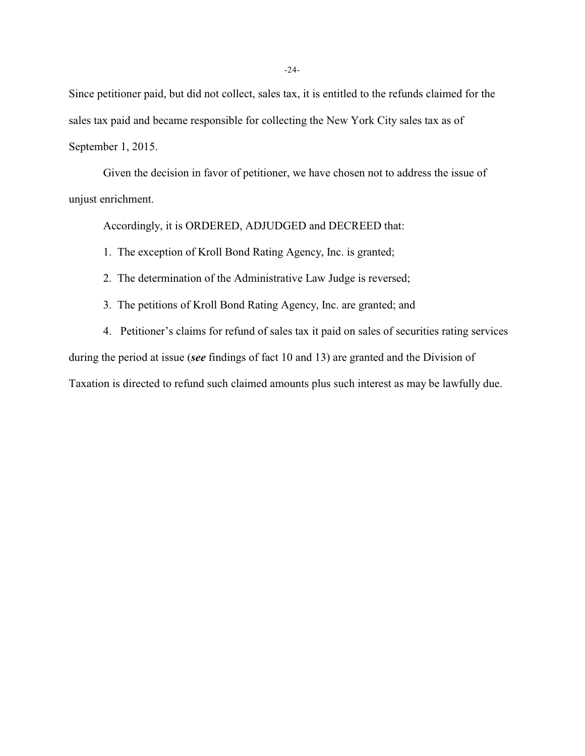Since petitioner paid, but did not collect, sales tax, it is entitled to the refunds claimed for the sales tax paid and became responsible for collecting the New York City sales tax as of September 1, 2015.

Given the decision in favor of petitioner, we have chosen not to address the issue of unjust enrichment.

Accordingly, it is ORDERED, ADJUDGED and DECREED that:

1. The exception of Kroll Bond Rating Agency, Inc. is granted;

2. The determination of the Administrative Law Judge is reversed;

3. The petitions of Kroll Bond Rating Agency, Inc. are granted; and

4. Petitioner's claims for refund of sales tax it paid on sales of securities rating services during the period at issue (***see*** findings of fact 10 and 13) are granted and the Division of Taxation is directed to refund such claimed amounts plus such interest as may be lawfully due.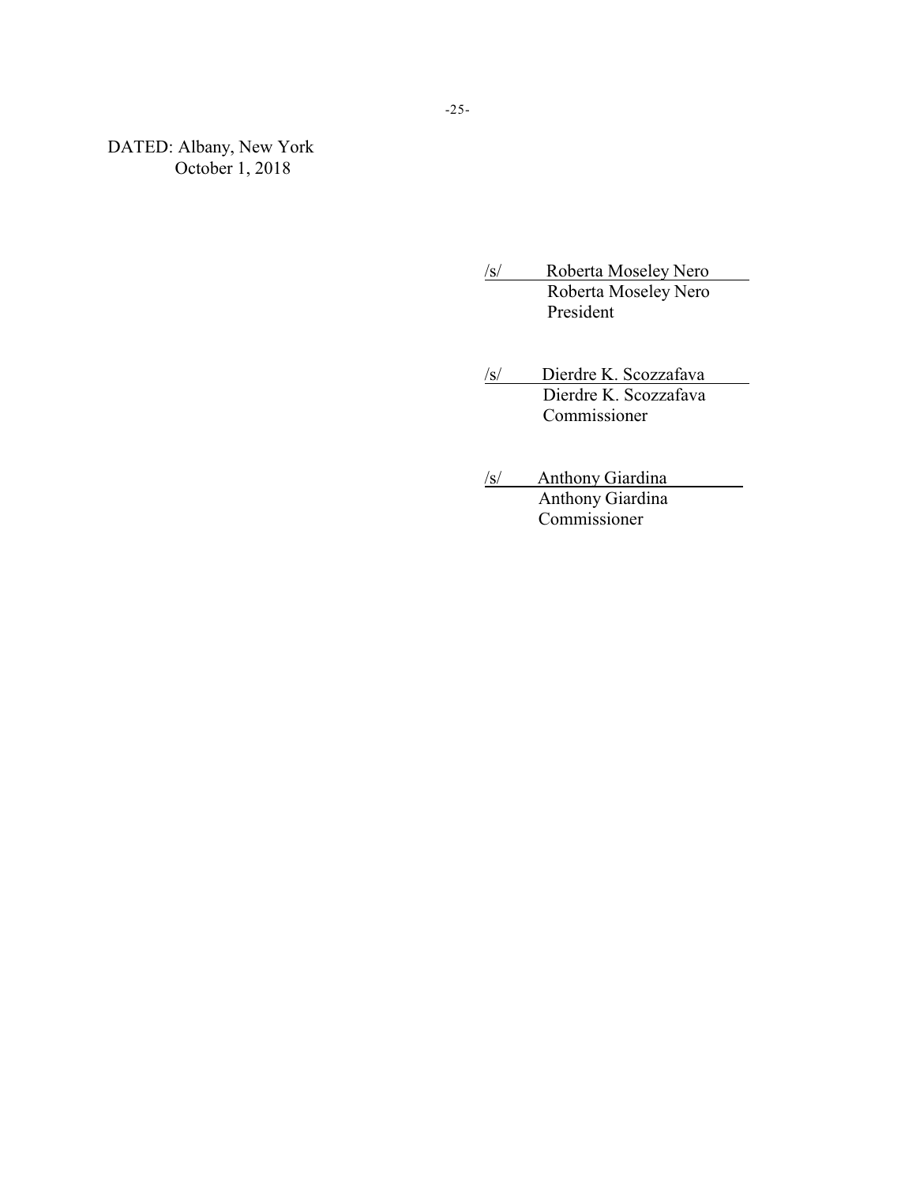DATED: Albany, New York
October 1, 2018

/s/ Roberta Moseley Nero
Roberta Moseley Nero
President

/s/ Dierdre K. Scozzafava
Dierdre K. Scozzafava
Commissioner

/s/ Anthony Giardina
Anthony Giardina
Commissioner